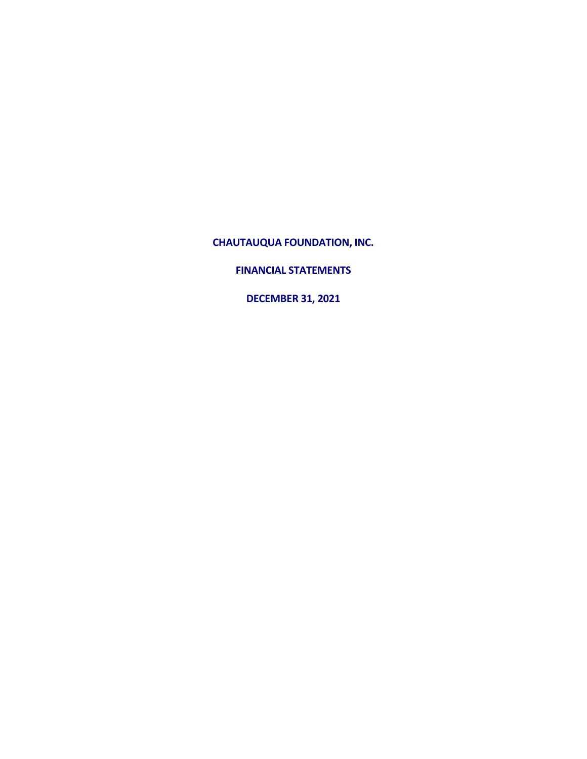# CHAUTAUQUA FOUNDATION, INC.

## FINANCIAL STATEMENTS

## DECEMBER 31, 2021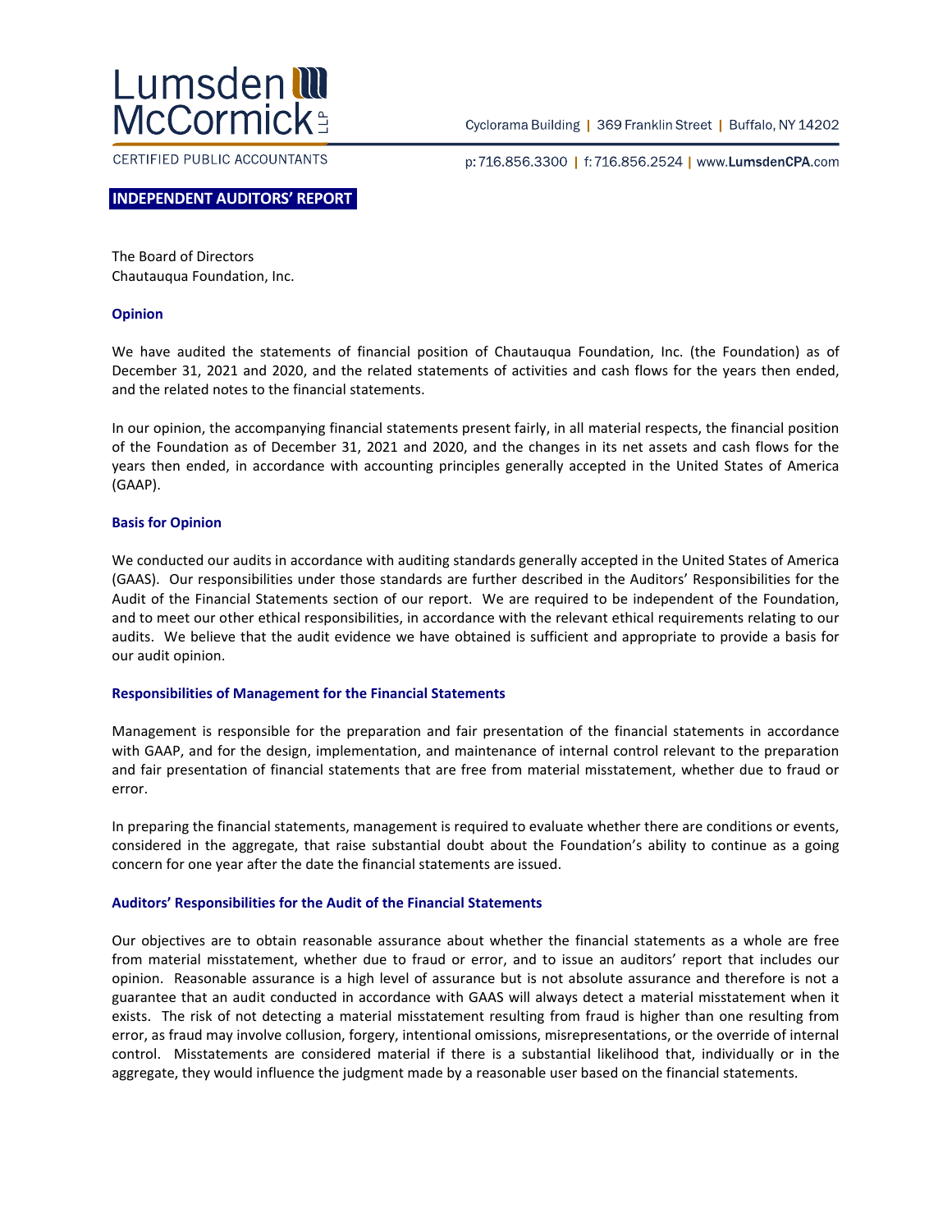Lumsden McCormick LLP

CERTIFIED PUBLIC ACCOUNTANTS

Cyclorama Building | 369 Franklin Street | Buffalo, NY 14202

p: 716.856.3300 | f: 716.856.2524 | www.LumsdenCPA.com

## INDEPENDENT AUDITORS' REPORT

The Board of Directors
Chautauqua Foundation, Inc.

### Opinion

We have audited the statements of financial position of Chautauqua Foundation, Inc. (the Foundation) as of December 31, 2021 and 2020, and the related statements of activities and cash flows for the years then ended, and the related notes to the financial statements.

In our opinion, the accompanying financial statements present fairly, in all material respects, the financial position of the Foundation as of December 31, 2021 and 2020, and the changes in its net assets and cash flows for the years then ended, in accordance with accounting principles generally accepted in the United States of America (GAAP).

### Basis for Opinion

We conducted our audits in accordance with auditing standards generally accepted in the United States of America (GAAS). Our responsibilities under those standards are further described in the Auditors' Responsibilities for the Audit of the Financial Statements section of our report. We are required to be independent of the Foundation, and to meet our other ethical responsibilities, in accordance with the relevant ethical requirements relating to our audits. We believe that the audit evidence we have obtained is sufficient and appropriate to provide a basis for our audit opinion.

### Responsibilities of Management for the Financial Statements

Management is responsible for the preparation and fair presentation of the financial statements in accordance with GAAP, and for the design, implementation, and maintenance of internal control relevant to the preparation and fair presentation of financial statements that are free from material misstatement, whether due to fraud or error.

In preparing the financial statements, management is required to evaluate whether there are conditions or events, considered in the aggregate, that raise substantial doubt about the Foundation's ability to continue as a going concern for one year after the date the financial statements are issued.

### Auditors' Responsibilities for the Audit of the Financial Statements

Our objectives are to obtain reasonable assurance about whether the financial statements as a whole are free from material misstatement, whether due to fraud or error, and to issue an auditors' report that includes our opinion. Reasonable assurance is a high level of assurance but is not absolute assurance and therefore is not a guarantee that an audit conducted in accordance with GAAS will always detect a material misstatement when it exists. The risk of not detecting a material misstatement resulting from fraud is higher than one resulting from error, as fraud may involve collusion, forgery, intentional omissions, misrepresentations, or the override of internal control. Misstatements are considered material if there is a substantial likelihood that, individually or in the aggregate, they would influence the judgment made by a reasonable user based on the financial statements.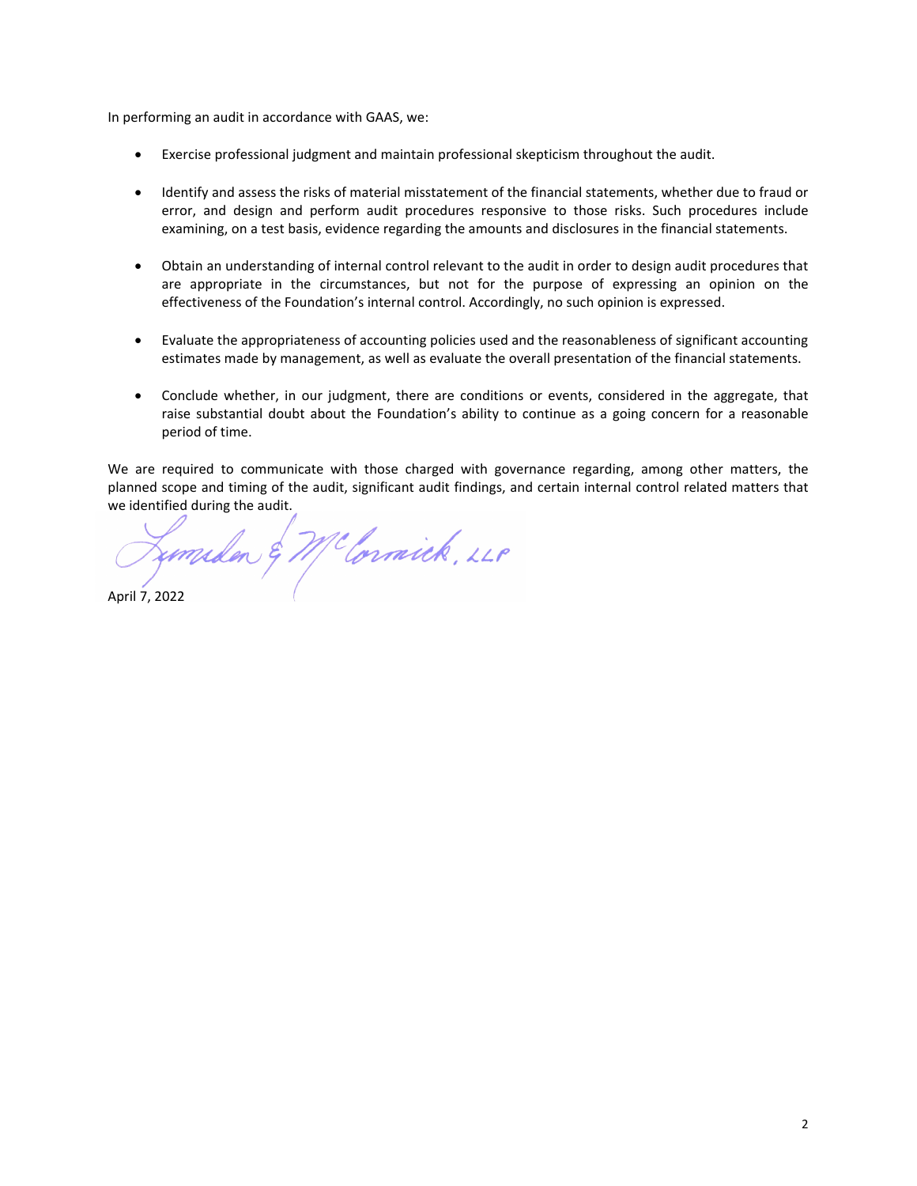In performing an audit in accordance with GAAS, we:

- Exercise professional judgment and maintain professional skepticism throughout the audit.

- Identify and assess the risks of material misstatement of the financial statements, whether due to fraud or error, and design and perform audit procedures responsive to those risks. Such procedures include examining, on a test basis, evidence regarding the amounts and disclosures in the financial statements.

- Obtain an understanding of internal control relevant to the audit in order to design audit procedures that are appropriate in the circumstances, but not for the purpose of expressing an opinion on the effectiveness of the Foundation's internal control. Accordingly, no such opinion is expressed.

- Evaluate the appropriateness of accounting policies used and the reasonableness of significant accounting estimates made by management, as well as evaluate the overall presentation of the financial statements.

- Conclude whether, in our judgment, there are conditions or events, considered in the aggregate, that raise substantial doubt about the Foundation's ability to continue as a going concern for a reasonable period of time.

We are required to communicate with those charged with governance regarding, among other matters, the planned scope and timing of the audit, significant audit findings, and certain internal control related matters that we identified during the audit.

Lumsden & McCormick, LLP

April 7, 2022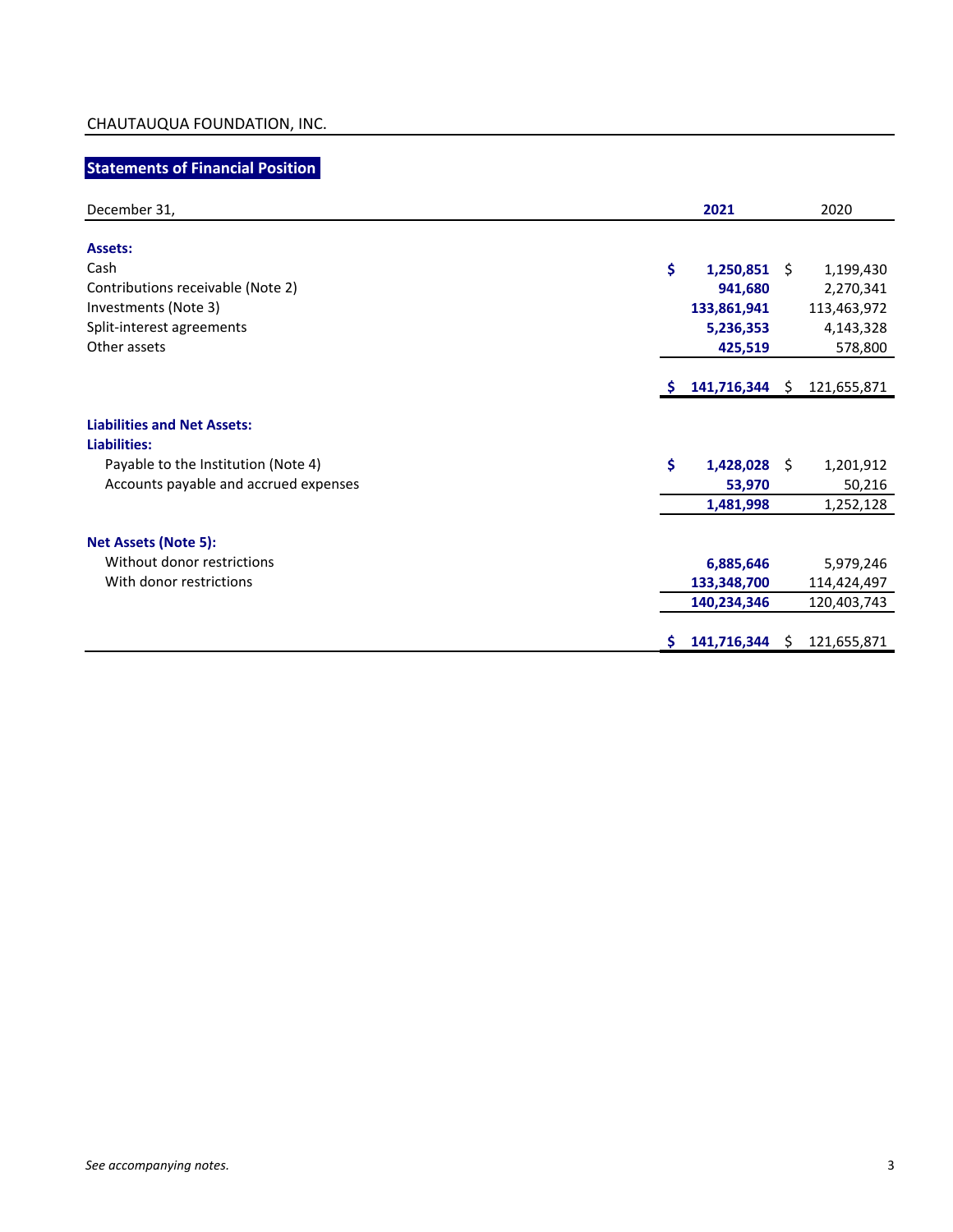CHAUTAUQUA FOUNDATION, INC.

## Statements of Financial Position

| December 31, | 2021 | 2020 |
|---|---|---|
| **Assets:** | | |
| Cash | $ 1,250,851 | $ 1,199,430 |
| Contributions receivable (Note 2) | 941,680 | 2,270,341 |
| Investments (Note 3) | 133,861,941 | 113,463,972 |
| Split-interest agreements | 5,236,353 | 4,143,328 |
| Other assets | 425,519 | 578,800 |
| | $ 141,716,344 | $ 121,655,871 |
| **Liabilities and Net Assets:** | | |
| **Liabilities:** | | |
| Payable to the Institution (Note 4) | $ 1,428,028 | $ 1,201,912 |
| Accounts payable and accrued expenses | 53,970 | 50,216 |
| | 1,481,998 | 1,252,128 |
| **Net Assets (Note 5):** | | |
| Without donor restrictions | 6,885,646 | 5,979,246 |
| With donor restrictions | 133,348,700 | 114,424,497 |
| | 140,234,346 | 120,403,743 |
| | $ 141,716,344 | $ 121,655,871 |

*See accompanying notes.*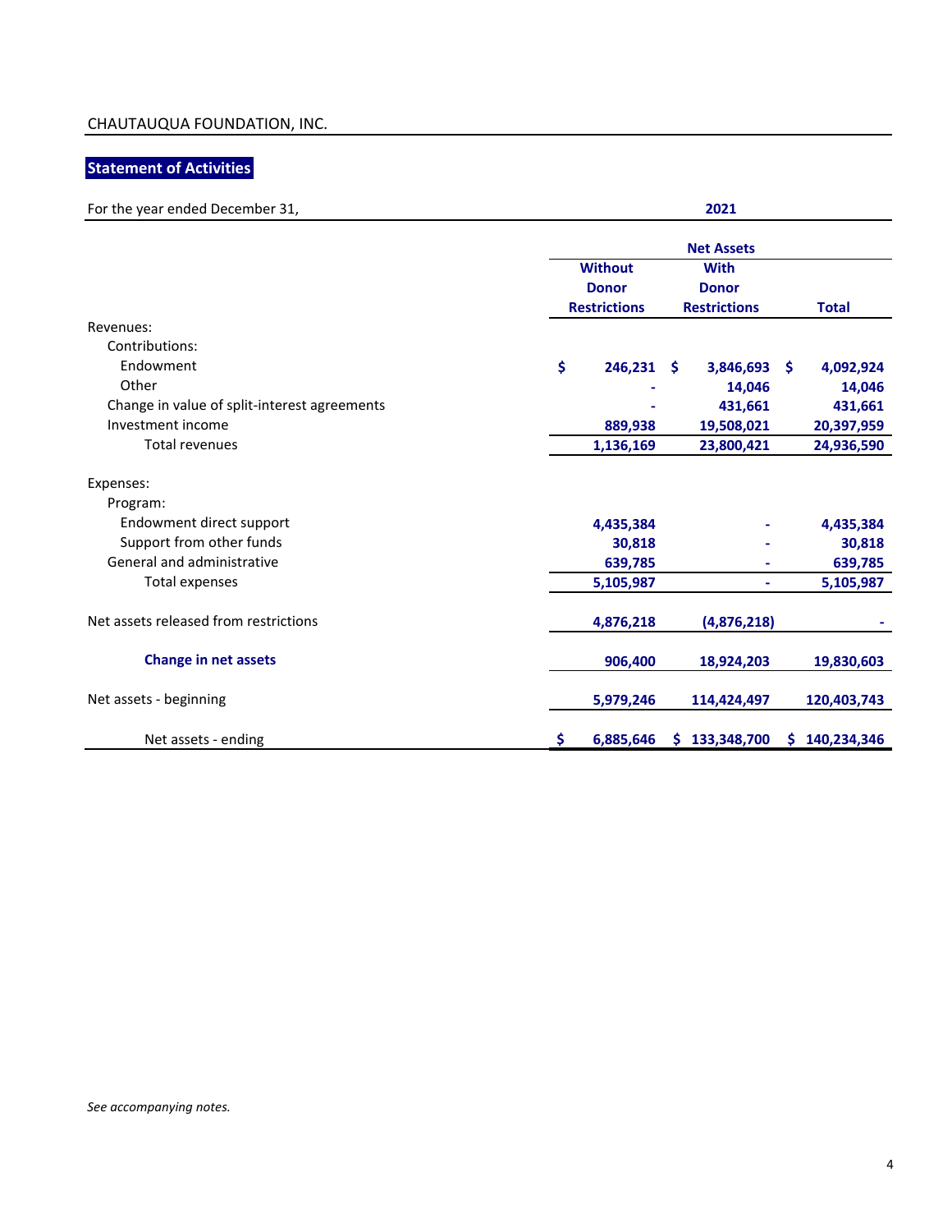CHAUTAUQUA FOUNDATION, INC.

## Statement of Activities

| For the year ended December 31, | 2021 | | |
|---|---|---|---|
| | Net Assets | | |
| | Without Donor Restrictions | With Donor Restrictions | Total |
| Revenues: | | | |
| Contributions: | | | |
| Endowment | $ 246,231 | $ 3,846,693 | $ 4,092,924 |
| Other | - | 14,046 | 14,046 |
| Change in value of split-interest agreements | - | 431,661 | 431,661 |
| Investment income | 889,938 | 19,508,021 | 20,397,959 |
| Total revenues | 1,136,169 | 23,800,421 | 24,936,590 |
| Expenses: | | | |
| Program: | | | |
| Endowment direct support | 4,435,384 | - | 4,435,384 |
| Support from other funds | 30,818 | - | 30,818 |
| General and administrative | 639,785 | - | 639,785 |
| Total expenses | 5,105,987 | - | 5,105,987 |
| Net assets released from restrictions | 4,876,218 | (4,876,218) | - |
| **Change in net assets** | 906,400 | 18,924,203 | 19,830,603 |
| Net assets - beginning | 5,979,246 | 114,424,497 | 120,403,743 |
| Net assets - ending | $ 6,885,646 | $ 133,348,700 | $ 140,234,346 |

*See accompanying notes.*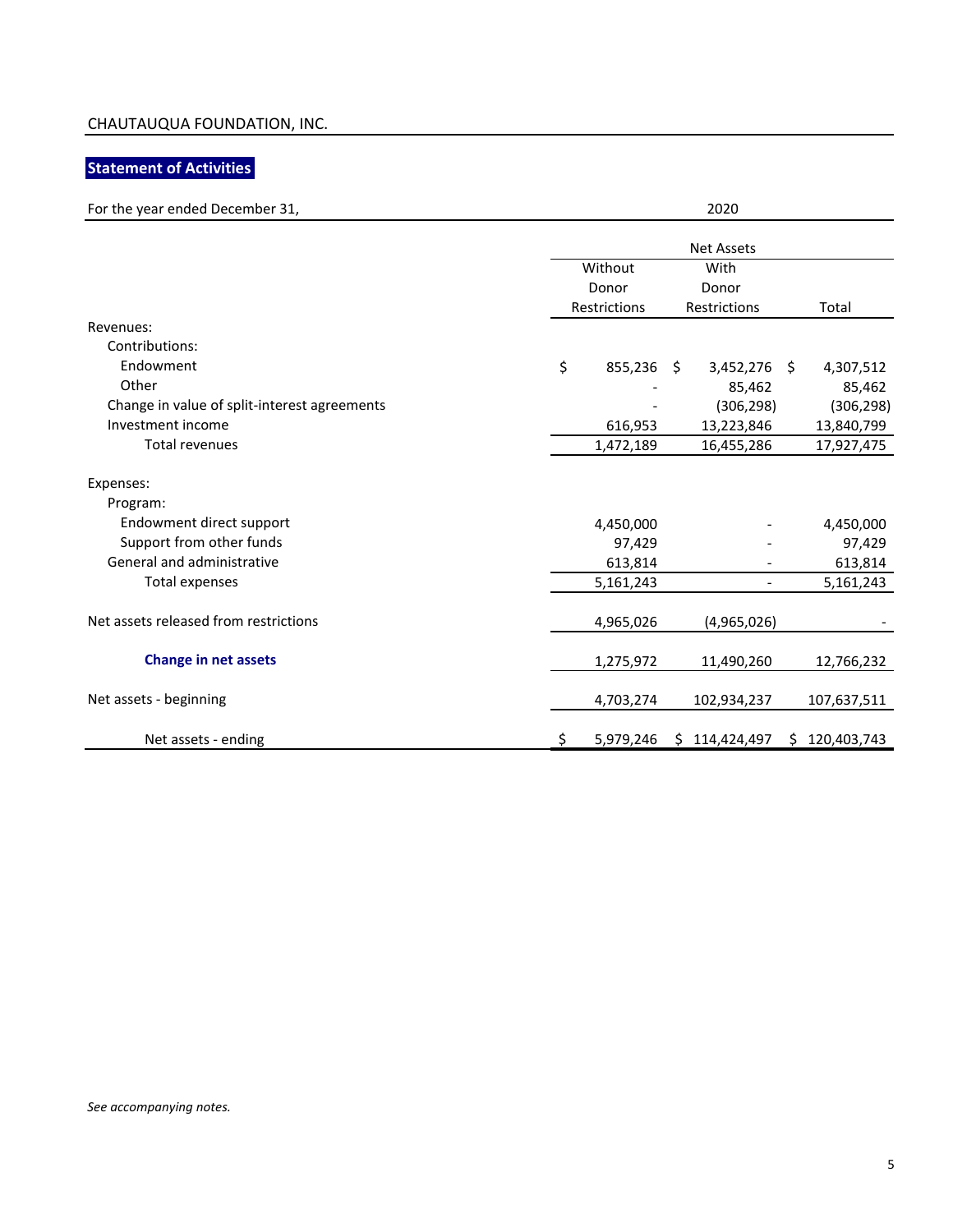CHAUTAUQUA FOUNDATION, INC.

## Statement of Activities

| For the year ended December 31, | 2020 | | |
|---|---|---|---|
| | Net Assets | | |
| | Without Donor Restrictions | With Donor Restrictions | Total |
| Revenues: | | | |
| Contributions: | | | |
| Endowment | $ 855,236 | $ 3,452,276 | $ 4,307,512 |
| Other | - | 85,462 | 85,462 |
| Change in value of split-interest agreements | - | (306,298) | (306,298) |
| Investment income | 616,953 | 13,223,846 | 13,840,799 |
| Total revenues | 1,472,189 | 16,455,286 | 17,927,475 |
| Expenses: | | | |
| Program: | | | |
| Endowment direct support | 4,450,000 | - | 4,450,000 |
| Support from other funds | 97,429 | - | 97,429 |
| General and administrative | 613,814 | - | 613,814 |
| Total expenses | 5,161,243 | - | 5,161,243 |
| Net assets released from restrictions | 4,965,026 | (4,965,026) | - |
| **Change in net assets** | 1,275,972 | 11,490,260 | 12,766,232 |
| Net assets - beginning | 4,703,274 | 102,934,237 | 107,637,511 |
| Net assets - ending | $ 5,979,246 | $ 114,424,497 | $ 120,403,743 |

*See accompanying notes.*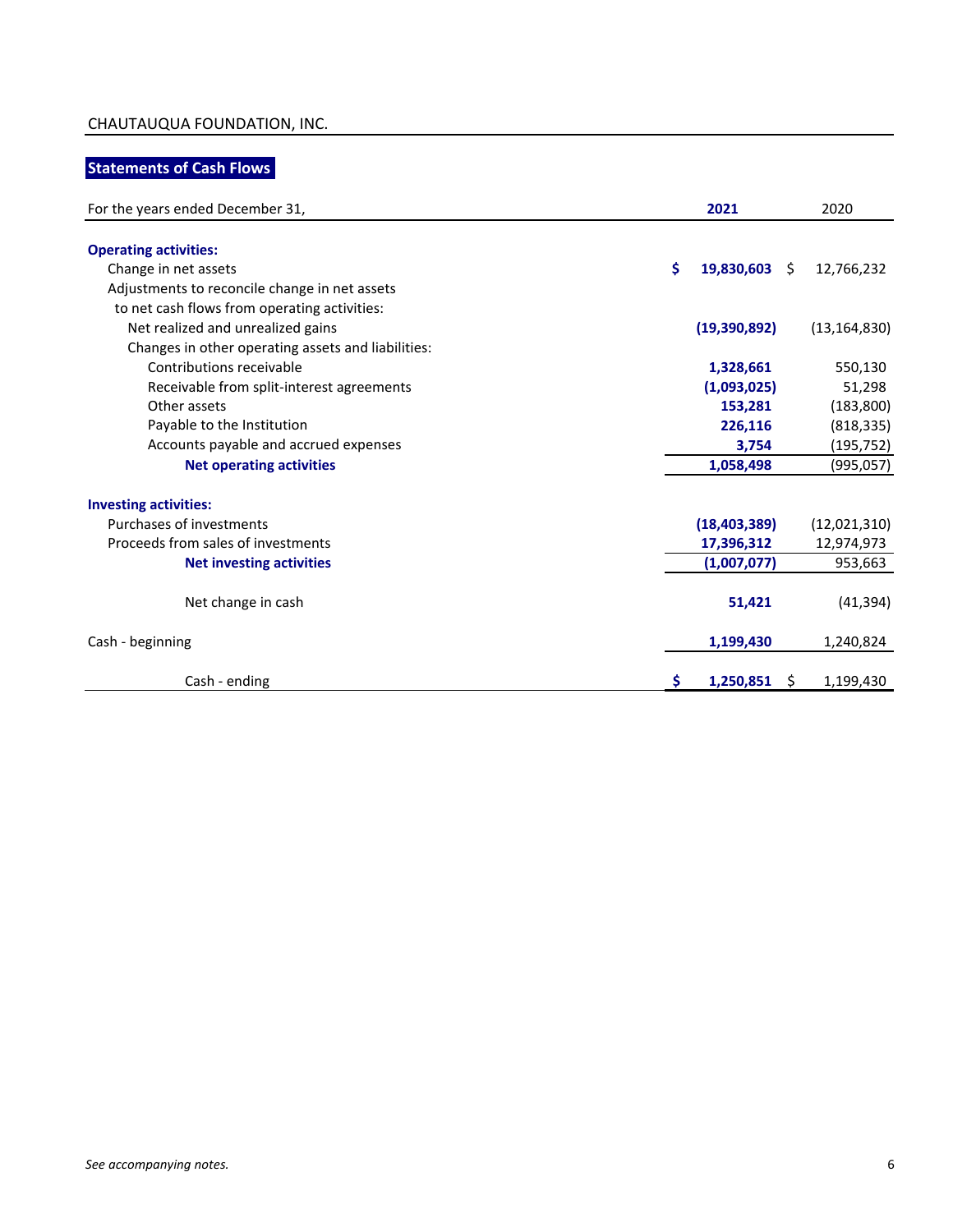CHAUTAUQUA FOUNDATION, INC.

## Statements of Cash Flows

| For the years ended December 31, | 2021 | 2020 |
|---|---|---|
| **Operating activities:** | | |
| Change in net assets | $ 19,830,603 | $ 12,766,232 |
| Adjustments to reconcile change in net assets to net cash flows from operating activities: | | |
| Net realized and unrealized gains | (19,390,892) | (13,164,830) |
| Changes in other operating assets and liabilities: | | |
| Contributions receivable | 1,328,661 | 550,130 |
| Receivable from split-interest agreements | (1,093,025) | 51,298 |
| Other assets | 153,281 | (183,800) |
| Payable to the Institution | 226,116 | (818,335) |
| Accounts payable and accrued expenses | 3,754 | (195,752) |
| **Net operating activities** | 1,058,498 | (995,057) |
| **Investing activities:** | | |
| Purchases of investments | (18,403,389) | (12,021,310) |
| Proceeds from sales of investments | 17,396,312 | 12,974,973 |
| **Net investing activities** | (1,007,077) | 953,663 |
| Net change in cash | 51,421 | (41,394) |
| Cash - beginning | 1,199,430 | 1,240,824 |
| Cash - ending | $ 1,250,851 | $ 1,199,430 |

*See accompanying notes.*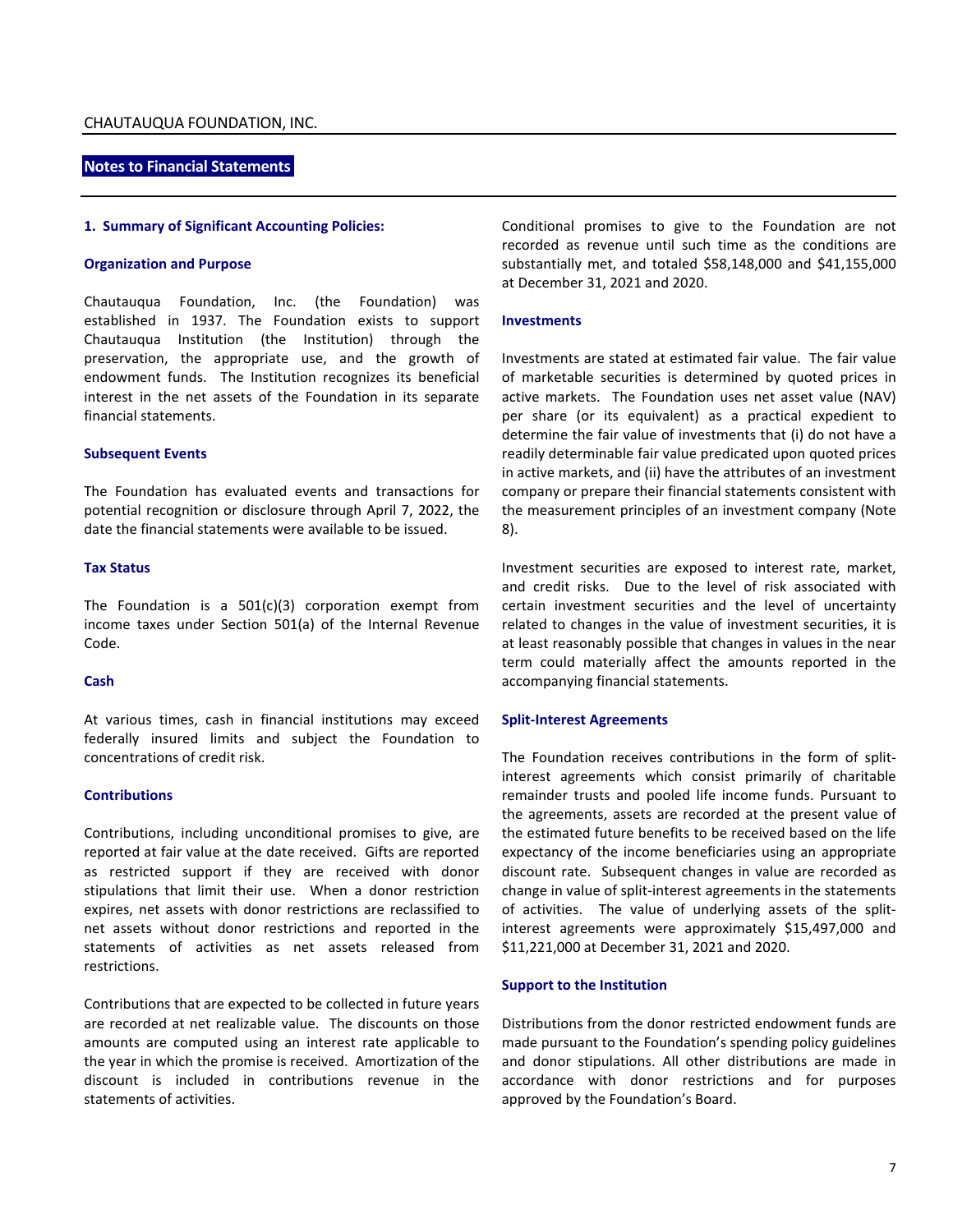# Notes to Financial Statements

## 1. Summary of Significant Accounting Policies:

### Organization and Purpose

Chautauqua Foundation, Inc. (the Foundation) was established in 1937. The Foundation exists to support Chautauqua Institution (the Institution) through the preservation, the appropriate use, and the growth of endowment funds. The Institution recognizes its beneficial interest in the net assets of the Foundation in its separate financial statements.

### Subsequent Events

The Foundation has evaluated events and transactions for potential recognition or disclosure through April 7, 2022, the date the financial statements were available to be issued.

### Tax Status

The Foundation is a 501(c)(3) corporation exempt from income taxes under Section 501(a) of the Internal Revenue Code.

### Cash

At various times, cash in financial institutions may exceed federally insured limits and subject the Foundation to concentrations of credit risk.

### Contributions

Contributions, including unconditional promises to give, are reported at fair value at the date received. Gifts are reported as restricted support if they are received with donor stipulations that limit their use. When a donor restriction expires, net assets with donor restrictions are reclassified to net assets without donor restrictions and reported in the statements of activities as net assets released from restrictions.

Contributions that are expected to be collected in future years are recorded at net realizable value. The discounts on those amounts are computed using an interest rate applicable to the year in which the promise is received. Amortization of the discount is included in contributions revenue in the statements of activities.

Conditional promises to give to the Foundation are not recorded as revenue until such time as the conditions are substantially met, and totaled $58,148,000 and $41,155,000 at December 31, 2021 and 2020.

### Investments

Investments are stated at estimated fair value. The fair value of marketable securities is determined by quoted prices in active markets. The Foundation uses net asset value (NAV) per share (or its equivalent) as a practical expedient to determine the fair value of investments that (i) do not have a readily determinable fair value predicated upon quoted prices in active markets, and (ii) have the attributes of an investment company or prepare their financial statements consistent with the measurement principles of an investment company (Note 8).

Investment securities are exposed to interest rate, market, and credit risks. Due to the level of risk associated with certain investment securities and the level of uncertainty related to changes in the value of investment securities, it is at least reasonably possible that changes in values in the near term could materially affect the amounts reported in the accompanying financial statements.

### Split-Interest Agreements

The Foundation receives contributions in the form of split-interest agreements which consist primarily of charitable remainder trusts and pooled life income funds. Pursuant to the agreements, assets are recorded at the present value of the estimated future benefits to be received based on the life expectancy of the income beneficiaries using an appropriate discount rate. Subsequent changes in value are recorded as change in value of split-interest agreements in the statements of activities. The value of underlying assets of the split-interest agreements were approximately $15,497,000 and $11,221,000 at December 31, 2021 and 2020.

### Support to the Institution

Distributions from the donor restricted endowment funds are made pursuant to the Foundation's spending policy guidelines and donor stipulations. All other distributions are made in accordance with donor restrictions and for purposes approved by the Foundation's Board.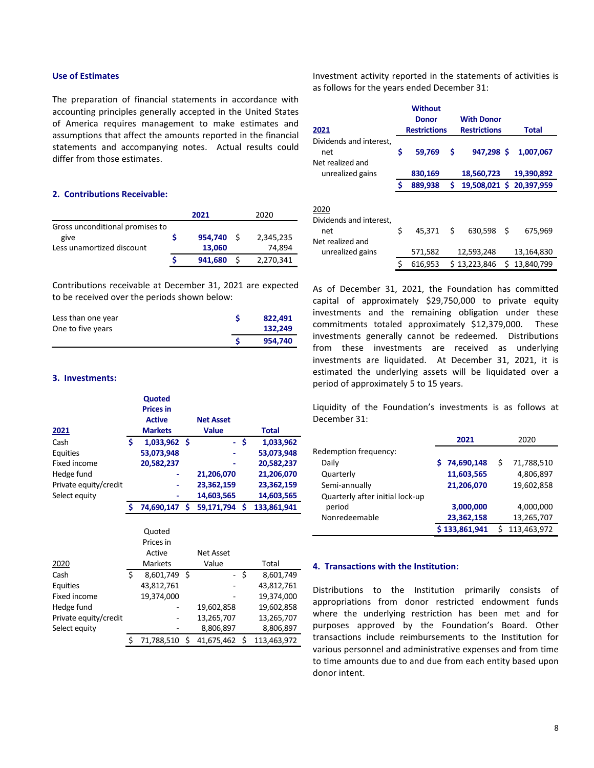### Use of Estimates

The preparation of financial statements in accordance with accounting principles generally accepted in the United States of America requires management to make estimates and assumptions that affect the amounts reported in the financial statements and accompanying notes. Actual results could differ from those estimates.

## 2. Contributions Receivable:

| | 2021 | 2020 |
|---|---|---|
| Gross unconditional promises to give | $ 954,740 | $ 2,345,235 |
| Less unamortized discount | 13,060 | 74,894 |
| | $ 941,680 | $ 2,270,341 |

Contributions receivable at December 31, 2021 are expected to be received over the periods shown below:

| | |
|---|---|
| Less than one year | $ 822,491 |
| One to five years | 132,249 |
| | $ 954,740 |

## 3. Investments:

| 2021 | Quoted Prices in Active Markets | Net Asset Value | Total |
|---|---|---|---|
| Cash | $ 1,033,962 | $ - | $ 1,033,962 |
| Equities | 53,073,948 | - | 53,073,948 |
| Fixed income | 20,582,237 | - | 20,582,237 |
| Hedge fund | - | 21,206,070 | 21,206,070 |
| Private equity/credit | - | 23,362,159 | 23,362,159 |
| Select equity | - | 14,603,565 | 14,603,565 |
| | $ 74,690,147 | $ 59,171,794 | $ 133,861,941 |

| 2020 | Quoted Prices in Active Markets | Net Asset Value | Total |
|---|---|---|---|
| Cash | $ 8,601,749 | $ - | $ 8,601,749 |
| Equities | 43,812,761 | - | 43,812,761 |
| Fixed income | 19,374,000 | - | 19,374,000 |
| Hedge fund | - | 19,602,858 | 19,602,858 |
| Private equity/credit | - | 13,265,707 | 13,265,707 |
| Select equity | - | 8,806,897 | 8,806,897 |
| | $ 71,788,510 | $ 41,675,462 | $ 113,463,972 |

Investment activity reported in the statements of activities is as follows for the years ended December 31:

| 2021 | Without Donor Restrictions | With Donor Restrictions | Total |
|---|---|---|---|
| Dividends and interest, net | $ 59,769 | $ 947,298 | $ 1,007,067 |
| Net realized and unrealized gains | 830,169 | 18,560,723 | 19,390,892 |
| | $ 889,938 | $ 19,508,021 | $ 20,397,959 |
| **2020** | | | |
| Dividends and interest, net | $ 45,371 | $ 630,598 | $ 675,969 |
| Net realized and unrealized gains | 571,582 | 12,593,248 | 13,164,830 |
| | $ 616,953 | $ 13,223,846 | $ 13,840,799 |

As of December 31, 2021, the Foundation has committed capital of approximately $29,750,000 to private equity investments and the remaining obligation under these commitments totaled approximately $12,379,000. These investments generally cannot be redeemed. Distributions from these investments are received as underlying investments are liquidated. At December 31, 2021, it is estimated the underlying assets will be liquidated over a period of approximately 5 to 15 years.

Liquidity of the Foundation's investments is as follows at December 31:

| | 2021 | 2020 |
|---|---|---|
| Redemption frequency: | | |
| Daily | $ 74,690,148 | $ 71,788,510 |
| Quarterly | 11,603,565 | 4,806,897 |
| Semi-annually | 21,206,070 | 19,602,858 |
| Quarterly after initial lock-up period | 3,000,000 | 4,000,000 |
| Nonredeemable | 23,362,158 | 13,265,707 |
| | $ 133,861,941 | $ 113,463,972 |

## 4. Transactions with the Institution:

Distributions to the Institution primarily consists of appropriations from donor restricted endowment funds where the underlying restriction has been met and for purposes approved by the Foundation's Board. Other transactions include reimbursements to the Institution for various personnel and administrative expenses and from time to time amounts due to and due from each entity based upon donor intent.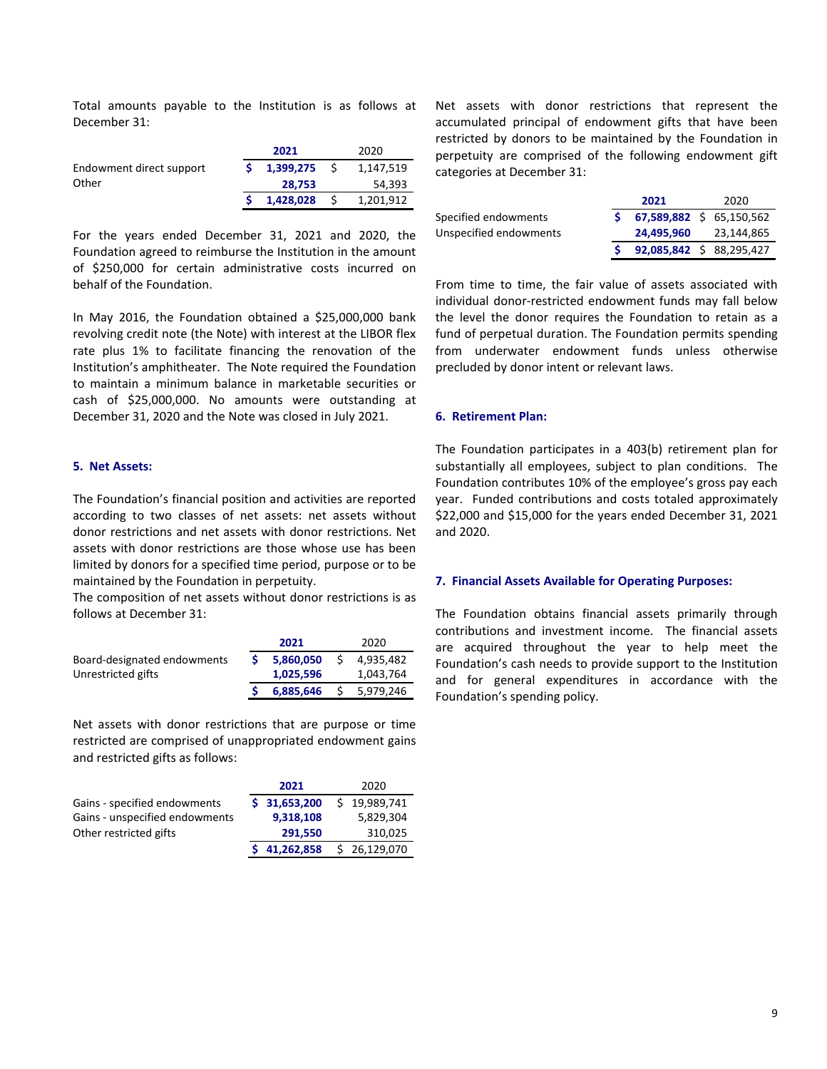Total amounts payable to the Institution is as follows at December 31:

| | **2021** | 2020 |
|---|---|---|
| Endowment direct support | **$ 1,399,275** | $ 1,147,519 |
| Other | **28,753** | 54,393 |
| | **$ 1,428,028** | $ 1,201,912 |

For the years ended December 31, 2021 and 2020, the Foundation agreed to reimburse the Institution in the amount of $250,000 for certain administrative costs incurred on behalf of the Foundation.

In May 2016, the Foundation obtained a $25,000,000 bank revolving credit note (the Note) with interest at the LIBOR flex rate plus 1% to facilitate financing the renovation of the Institution's amphitheater. The Note required the Foundation to maintain a minimum balance in marketable securities or cash of $25,000,000. No amounts were outstanding at December 31, 2020 and the Note was closed in July 2021.

## 5. Net Assets:

The Foundation's financial position and activities are reported according to two classes of net assets: net assets without donor restrictions and net assets with donor restrictions. Net assets with donor restrictions are those whose use has been limited by donors for a specified time period, purpose or to be maintained by the Foundation in perpetuity.
The composition of net assets without donor restrictions is as follows at December 31:

| | **2021** | 2020 |
|---|---|---|
| Board-designated endowments | **$ 5,860,050** | $ 4,935,482 |
| Unrestricted gifts | **1,025,596** | 1,043,764 |
| | **$ 6,885,646** | $ 5,979,246 |

Net assets with donor restrictions that are purpose or time restricted are comprised of unappropriated endowment gains and restricted gifts as follows:

| | **2021** | 2020 |
|---|---|---|
| Gains - specified endowments | **$ 31,653,200** | $ 19,989,741 |
| Gains - unspecified endowments | **9,318,108** | 5,829,304 |
| Other restricted gifts | **291,550** | 310,025 |
| | **$ 41,262,858** | $ 26,129,070 |

Net assets with donor restrictions that represent the accumulated principal of endowment gifts that have been restricted by donors to be maintained by the Foundation in perpetuity are comprised of the following endowment gift categories at December 31:

| | **2021** | 2020 |
|---|---|---|
| Specified endowments | **$ 67,589,882** | $ 65,150,562 |
| Unspecified endowments | **24,495,960** | 23,144,865 |
| | **$ 92,085,842** | $ 88,295,427 |

From time to time, the fair value of assets associated with individual donor-restricted endowment funds may fall below the level the donor requires the Foundation to retain as a fund of perpetual duration. The Foundation permits spending from underwater endowment funds unless otherwise precluded by donor intent or relevant laws.

## 6. Retirement Plan:

The Foundation participates in a 403(b) retirement plan for substantially all employees, subject to plan conditions. The Foundation contributes 10% of the employee's gross pay each year. Funded contributions and costs totaled approximately $22,000 and $15,000 for the years ended December 31, 2021 and 2020.

## 7. Financial Assets Available for Operating Purposes:

The Foundation obtains financial assets primarily through contributions and investment income. The financial assets are acquired throughout the year to help meet the Foundation's cash needs to provide support to the Institution and for general expenditures in accordance with the Foundation's spending policy.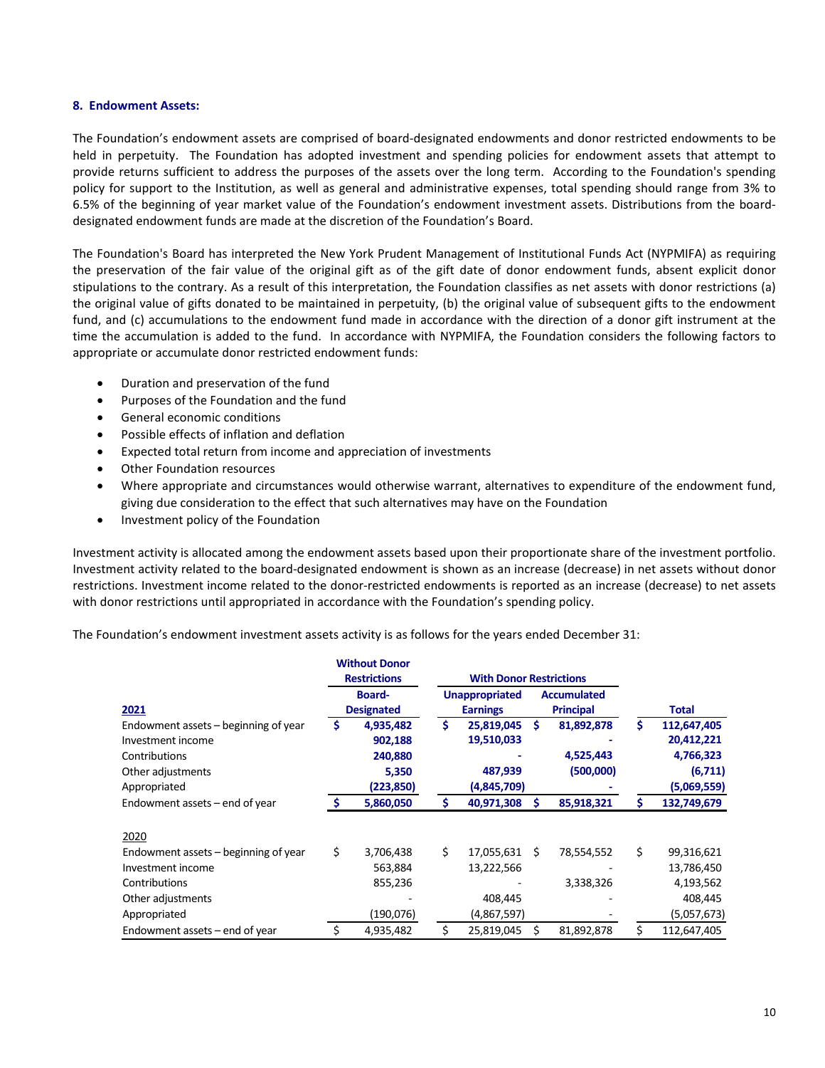### 8. Endowment Assets:

The Foundation's endowment assets are comprised of board-designated endowments and donor restricted endowments to be held in perpetuity. The Foundation has adopted investment and spending policies for endowment assets that attempt to provide returns sufficient to address the purposes of the assets over the long term. According to the Foundation's spending policy for support to the Institution, as well as general and administrative expenses, total spending should range from 3% to 6.5% of the beginning of year market value of the Foundation's endowment investment assets. Distributions from the board-designated endowment funds are made at the discretion of the Foundation's Board.

The Foundation's Board has interpreted the New York Prudent Management of Institutional Funds Act (NYPMIFA) as requiring the preservation of the fair value of the original gift as of the gift date of donor endowment funds, absent explicit donor stipulations to the contrary. As a result of this interpretation, the Foundation classifies as net assets with donor restrictions (a) the original value of gifts donated to be maintained in perpetuity, (b) the original value of subsequent gifts to the endowment fund, and (c) accumulations to the endowment fund made in accordance with the direction of a donor gift instrument at the time the accumulation is added to the fund. In accordance with NYPMIFA, the Foundation considers the following factors to appropriate or accumulate donor restricted endowment funds:

- Duration and preservation of the fund
- Purposes of the Foundation and the fund
- General economic conditions
- Possible effects of inflation and deflation
- Expected total return from income and appreciation of investments
- Other Foundation resources
- Where appropriate and circumstances would otherwise warrant, alternatives to expenditure of the endowment fund, giving due consideration to the effect that such alternatives may have on the Foundation
- Investment policy of the Foundation

Investment activity is allocated among the endowment assets based upon their proportionate share of the investment portfolio. Investment activity related to the board-designated endowment is shown as an increase (decrease) in net assets without donor restrictions. Investment income related to the donor-restricted endowments is reported as an increase (decrease) to net assets with donor restrictions until appropriated in accordance with the Foundation's spending policy.

The Foundation's endowment investment assets activity is as follows for the years ended December 31:

| | Without Donor Restrictions | With Donor Restrictions | | |
|---|---|---|---|---|
| **2021** | **Board-Designated** | **Unappropriated Earnings** | **Accumulated Principal** | **Total** |
| Endowment assets – beginning of year | **$ 4,935,482** | **$ 25,819,045** | **$ 81,892,878** | **$ 112,647,405** |
| Investment income | **902,188** | **19,510,033** | **-** | **20,412,221** |
| Contributions | **240,880** | **-** | **4,525,443** | **4,766,323** |
| Other adjustments | **5,350** | **487,939** | **(500,000)** | **(6,711)** |
| Appropriated | **(223,850)** | **(4,845,709)** | **-** | **(5,069,559)** |
| Endowment assets – end of year | **$ 5,860,050** | **$ 40,971,308** | **$ 85,918,321** | **$ 132,749,679** |
| | | | | |
| **2020** | | | | |
| Endowment assets – beginning of year | $ 3,706,438 | $ 17,055,631 | $ 78,554,552 | $ 99,316,621 |
| Investment income | 563,884 | 13,222,566 | - | 13,786,450 |
| Contributions | 855,236 | - | 3,338,326 | 4,193,562 |
| Other adjustments | - | 408,445 | - | 408,445 |
| Appropriated | (190,076) | (4,867,597) | - | (5,057,673) |
| Endowment assets – end of year | $ 4,935,482 | $ 25,819,045 | $ 81,892,878 | $ 112,647,405 |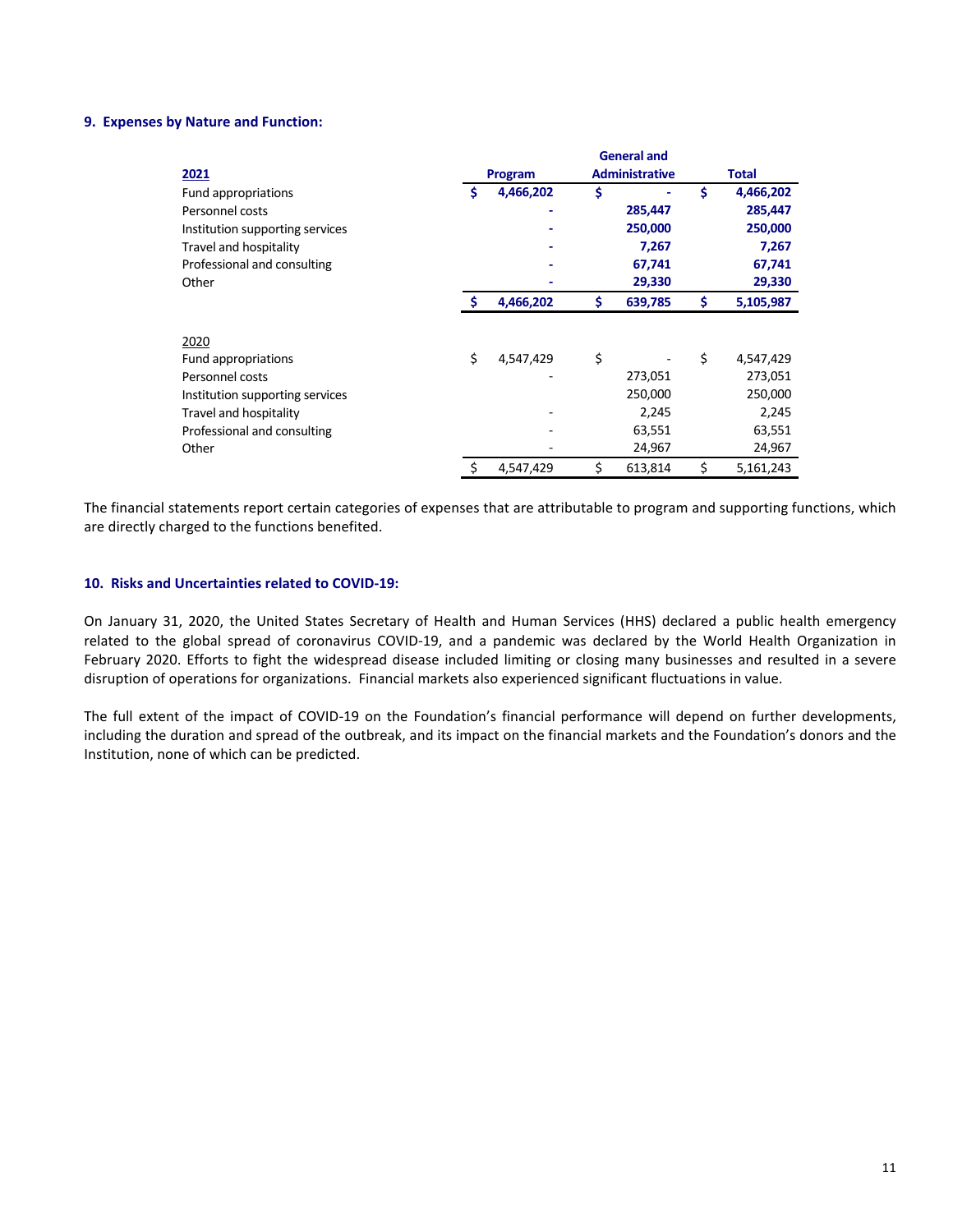### 9. Expenses by Nature and Function:

| 2021 | Program | General and Administrative | Total |
|---|---|---|---|
| Fund appropriations | $ 4,466,202 | $ - | $ 4,466,202 |
| Personnel costs | - | 285,447 | 285,447 |
| Institution supporting services | - | 250,000 | 250,000 |
| Travel and hospitality | - | 7,267 | 7,267 |
| Professional and consulting | - | 67,741 | 67,741 |
| Other | - | 29,330 | 29,330 |
| | $ 4,466,202 | $ 639,785 | $ 5,105,987 |
| | | | |
| 2020 | | | |
| Fund appropriations | $ 4,547,429 | $ - | $ 4,547,429 |
| Personnel costs | - | 273,051 | 273,051 |
| Institution supporting services | | 250,000 | 250,000 |
| Travel and hospitality | - | 2,245 | 2,245 |
| Professional and consulting | - | 63,551 | 63,551 |
| Other | - | 24,967 | 24,967 |
| | $ 4,547,429 | $ 613,814 | $ 5,161,243 |

The financial statements report certain categories of expenses that are attributable to program and supporting functions, which are directly charged to the functions benefited.

### 10. Risks and Uncertainties related to COVID-19:

On January 31, 2020, the United States Secretary of Health and Human Services (HHS) declared a public health emergency related to the global spread of coronavirus COVID-19, and a pandemic was declared by the World Health Organization in February 2020. Efforts to fight the widespread disease included limiting or closing many businesses and resulted in a severe disruption of operations for organizations. Financial markets also experienced significant fluctuations in value.

The full extent of the impact of COVID-19 on the Foundation's financial performance will depend on further developments, including the duration and spread of the outbreak, and its impact on the financial markets and the Foundation's donors and the Institution, none of which can be predicted.